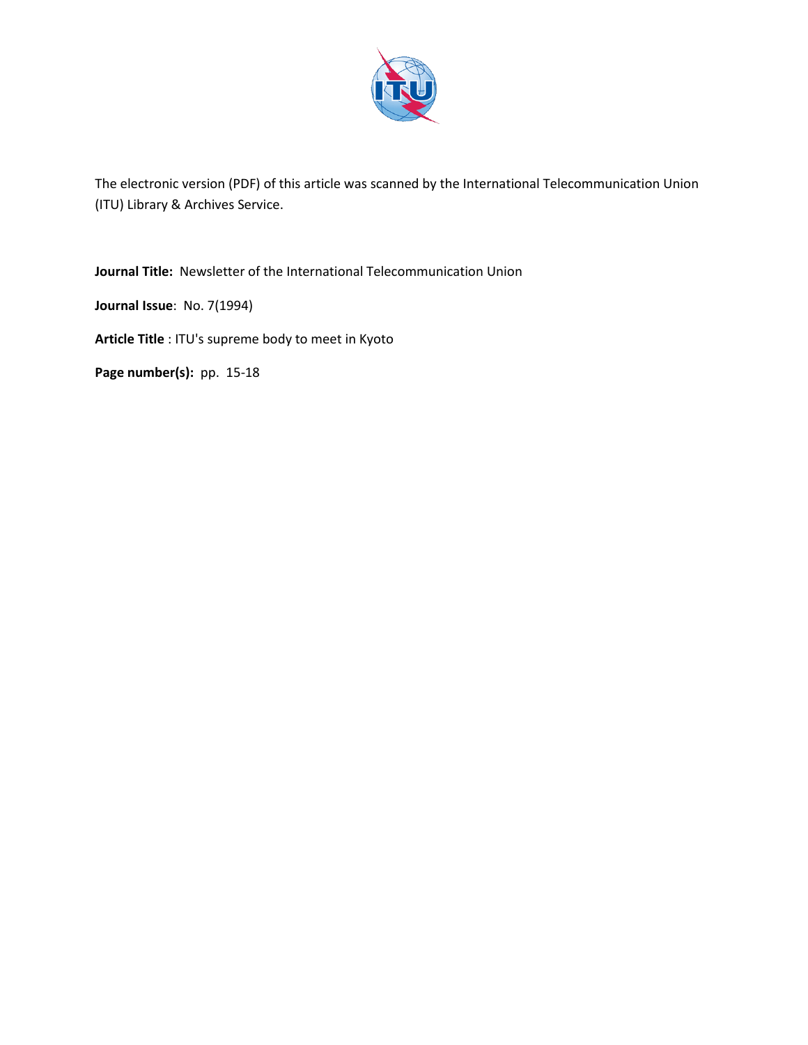The electronic version (PDF) of this article was scanned by the International Telecommunication Union (ITU) Library & Archives Service.

**Journal Title:** Newsletter of the International Telecommunication Union

**Journal Issue**: No. 7(1994)

**Article Title** : ITU's supreme body to meet in Kyoto

**Page number(s):** pp. 15-18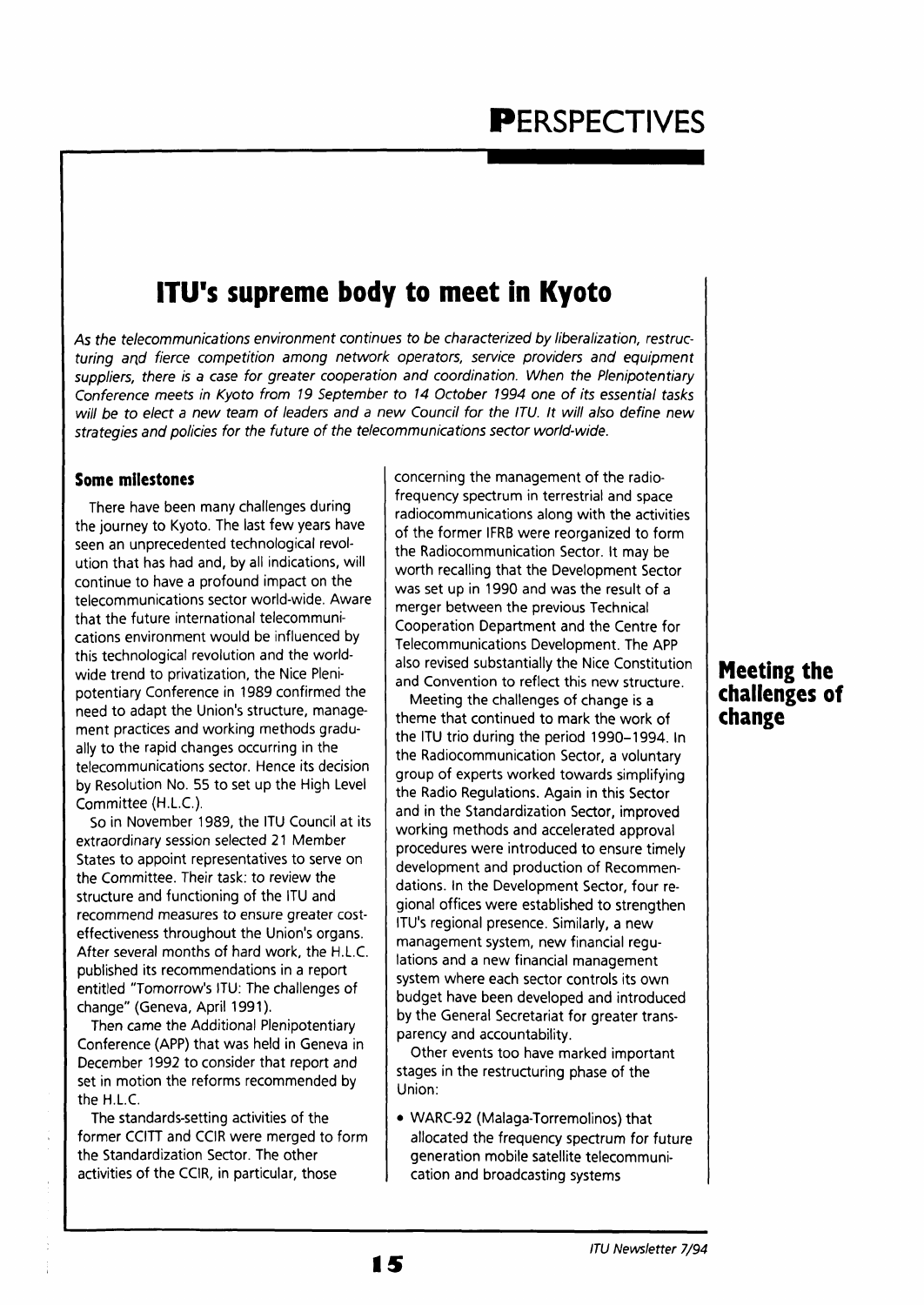# ITU's supreme body to meet in Kyoto

*As the telecommunications environment continues to be characterized by liberalization, restructuring and fierce competition among network operators, service providers and equipment suppliers, there is a case for greater cooperation and coordination. When the Plenipotentiary Conference meets in Kyoto from 19 September to 14 October 1994 one of its essential tasks will be to elect a new team of leaders and a new Council for the ITU. It will also define new strategies and policies for the future of the telecommunications sector world-wide.*

### Some milestones

There have been many challenges during the journey to Kyoto. The last few years have seen an unprecedented technological revolution that has had and, by all indications, will continue to have a profound impact on the telecommunications sector world-wide. Aware that the future international telecommunications environment would be influenced by this technological revolution and the world-wide trend to privatization, the Nice Plenipotentiary Conference in 1989 confirmed the need to adapt the Union's structure, management practices and working methods gradually to the rapid changes occurring in the telecommunications sector. Hence its decision by Resolution No. 55 to set up the High Level Committee (H.L.C.).

So in November 1989, the ITU Council at its extraordinary session selected 21 Member States to appoint representatives to serve on the Committee. Their task: to review the structure and functioning of the ITU and recommend measures to ensure greater cost-effectiveness throughout the Union's organs. After several months of hard work, the H.L.C. published its recommendations in a report entitled "Tomorrow's ITU: The challenges of change" (Geneva, April 1991).

Then came the Additional Plenipotentiary Conference (APP) that was held in Geneva in December 1992 to consider that report and set in motion the reforms recommended by the H.L.C.

The standards-setting activities of the former CCITT and CCIR were merged to form the Standardization Sector. The other activities of the CCIR, in particular, those concerning the management of the radio-frequency spectrum in terrestrial and space radiocommunications along with the activities of the former IFRB were reorganized to form the Radiocommunication Sector. It may be worth recalling that the Development Sector was set up in 1990 and was the result of a merger between the previous Technical Cooperation Department and the Centre for Telecommunications Development. The APP also revised substantially the Nice Constitution and Convention to reflect this new structure.

### Meeting the challenges of change

Meeting the challenges of change is a theme that continued to mark the work of the ITU trio during the period 1990–1994. In the Radiocommunication Sector, a voluntary group of experts worked towards simplifying the Radio Regulations. Again in this Sector and in the Standardization Sector, improved working methods and accelerated approval procedures were introduced to ensure timely development and production of Recommendations. In the Development Sector, four regional offices were established to strengthen ITU's regional presence. Similarly, a new management system, new financial regulations and a new financial management system where each sector controls its own budget have been developed and introduced by the General Secretariat for greater transparency and accountability.

Other events too have marked important stages in the restructuring phase of the Union:

- WARC-92 (Malaga-Torremolinos) that allocated the frequency spectrum for future generation mobile satellite telecommunication and broadcasting systems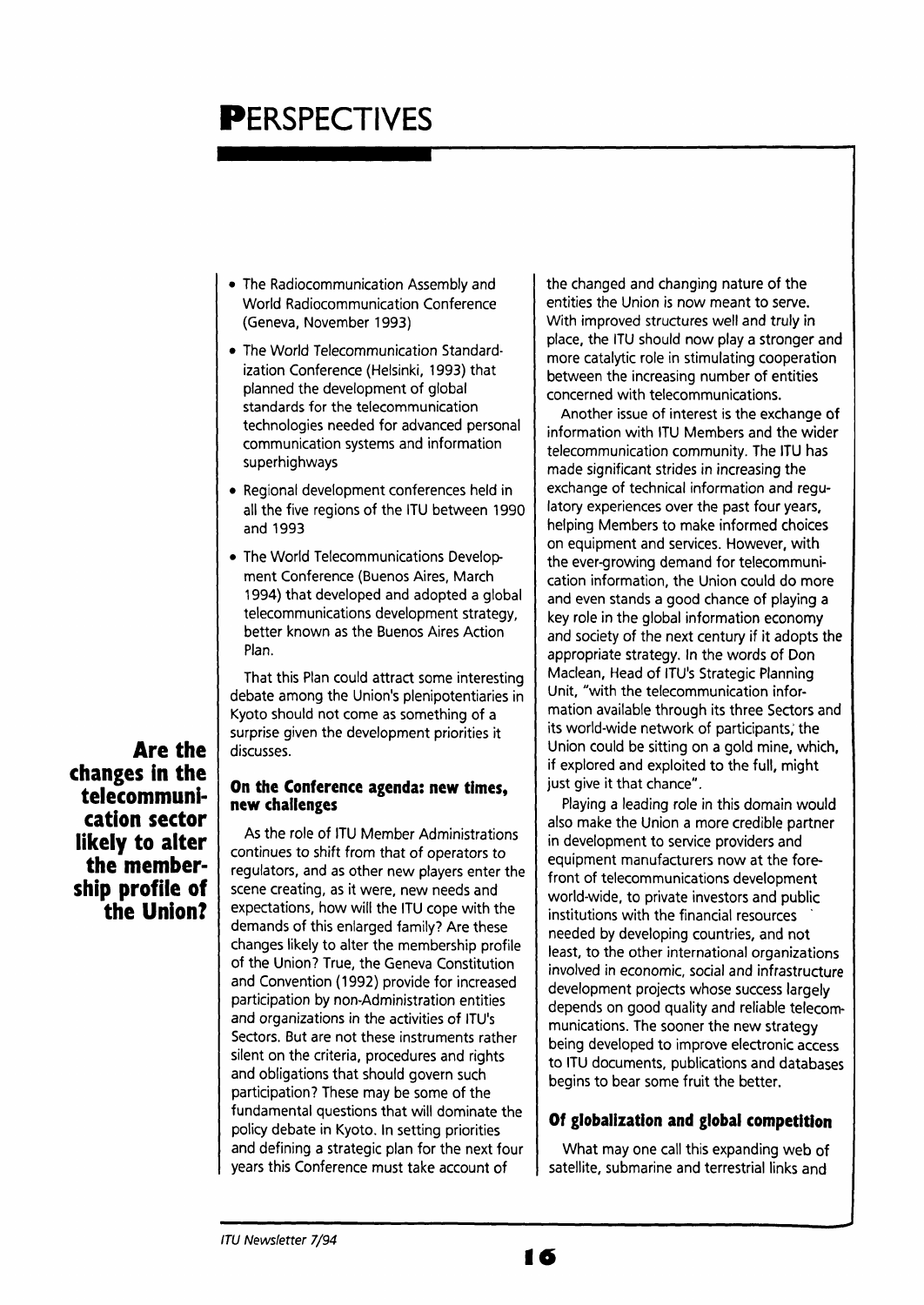- The Radiocommunication Assembly and World Radiocommunication Conference (Geneva, November 1993)
- The World Telecommunication Standardization Conference (Helsinki, 1993) that planned the development of global standards for the telecommunication technologies needed for advanced personal communication systems and information superhighways
- Regional development conferences held in all the five regions of the ITU between 1990 and 1993
- The World Telecommunications Development Conference (Buenos Aires, March 1994) that developed and adopted a global telecommunications development strategy, better known as the Buenos Aires Action Plan.

That this Plan could attract some interesting debate among the Union's plenipotentiaries in Kyoto should not come as something of a surprise given the development priorities it discusses.

**Are the changes in the telecommunication sector likely to alter the membership profile of the Union?**

### On the Conference agenda: new times, new challenges

As the role of ITU Member Administrations continues to shift from that of operators to regulators, and as other new players enter the scene creating, as it were, new needs and expectations, how will the ITU cope with the demands of this enlarged family? Are these changes likely to alter the membership profile of the Union? True, the Geneva Constitution and Convention (1992) provide for increased participation by non-Administration entities and organizations in the activities of ITU's Sectors. But are not these instruments rather silent on the criteria, procedures and rights and obligations that should govern such participation? These may be some of the fundamental questions that will dominate the policy debate in Kyoto. In setting priorities and defining a strategic plan for the next four years this Conference must take account of the changed and changing nature of the entities the Union is now meant to serve. With improved structures well and truly in place, the ITU should now play a stronger and more catalytic role in stimulating cooperation between the increasing number of entities concerned with telecommunications.

Another issue of interest is the exchange of information with ITU Members and the wider telecommunication community. The ITU has made significant strides in increasing the exchange of technical information and regulatory experiences over the past four years, helping Members to make informed choices on equipment and services. However, with the ever-growing demand for telecommunication information, the Union could do more and even stands a good chance of playing a key role in the global information economy and society of the next century if it adopts the appropriate strategy. In the words of Don Maclean, Head of ITU's Strategic Planning Unit, "with the telecommunication information available through its three Sectors and its world-wide network of participants, the Union could be sitting on a gold mine, which, if explored and exploited to the full, might just give it that chance".

Playing a leading role in this domain would also make the Union a more credible partner in development to service providers and equipment manufacturers now at the forefront of telecommunications development world-wide, to private investors and public institutions with the financial resources needed by developing countries, and not least, to the other international organizations involved in economic, social and infrastructure development projects whose success largely depends on good quality and reliable telecommunications. The sooner the new strategy being developed to improve electronic access to ITU documents, publications and databases begins to bear some fruit the better.

### Of globalization and global competition

What may one call this expanding web of satellite, submarine and terrestrial links and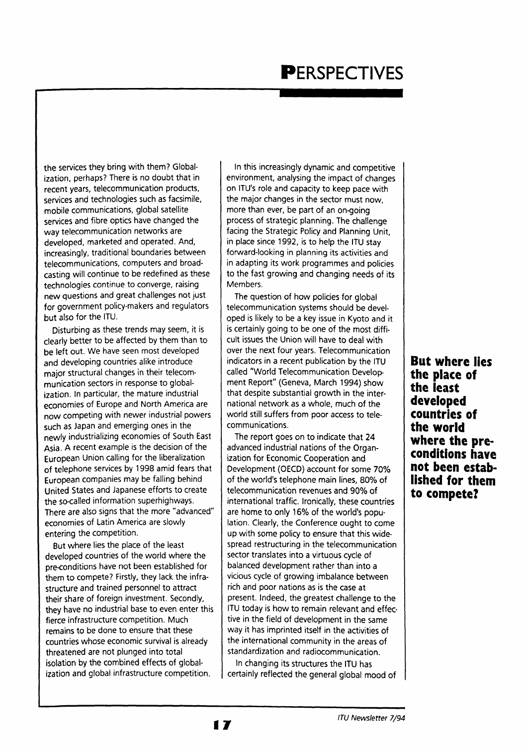the services they bring with them? Globalization, perhaps? There is no doubt that in recent years, telecommunication products, services and technologies such as facsimile, mobile communications, global satellite services and fibre optics have changed the way telecommunication networks are developed, marketed and operated. And, increasingly, traditional boundaries between telecommunications, computers and broadcasting will continue to be redefined as these technologies continue to converge, raising new questions and great challenges not just for government policy-makers and regulators but also for the ITU.

Disturbing as these trends may seem, it is clearly better to be affected by them than to be left out. We have seen most developed and developing countries alike introduce major structural changes in their telecommunication sectors in response to globalization. In particular, the mature industrial economies of Europe and North America are now competing with newer industrial powers such as Japan and emerging ones in the newly industrializing economies of South East Asia. A recent example is the decision of the European Union calling for the liberalization of telephone services by 1998 amid fears that European companies may be falling behind United States and Japanese efforts to create the so-called information superhighways. There are also signs that the more "advanced" economies of Latin America are slowly entering the competition.

But where lies the place of the least developed countries of the world where the pre-conditions have not been established for them to compete? Firstly, they lack the infrastructure and trained personnel to attract their share of foreign investment. Secondly, they have no industrial base to even enter this fierce infrastructure competition. Much remains to be done to ensure that these countries whose economic survival is already threatened are not plunged into total isolation by the combined effects of globalization and global infrastructure competition.

In this increasingly dynamic and competitive environment, analysing the impact of changes on ITU's role and capacity to keep pace with the major changes in the sector must now, more than ever, be part of an on-going process of strategic planning. The challenge facing the Strategic Policy and Planning Unit, in place since 1992, is to help the ITU stay forward-looking in planning its activities and in adapting its work programmes and policies to the fast growing and changing needs of its Members.

The question of how policies for global telecommunication systems should be developed is likely to be a key issue in Kyoto and it is certainly going to be one of the most difficult issues the Union will have to deal with over the next four years. Telecommunication indicators in a recent publication by the ITU called "World Telecommunication Development Report" (Geneva, March 1994) show that despite substantial growth in the international network as a whole, much of the world still suffers from poor access to telecommunications.

The report goes on to indicate that 24 advanced industrial nations of the Organization for Economic Cooperation and Development (OECD) account for some 70% of the world's telephone main lines, 80% of telecommunication revenues and 90% of international traffic. Ironically, these countries are home to only 16% of the world's population. Clearly, the Conference ought to come up with some policy to ensure that this widespread restructuring in the telecommunication sector translates into a virtuous cycle of balanced development rather than into a vicious cycle of growing imbalance between rich and poor nations as is the case at present. Indeed, the greatest challenge to the ITU today is how to remain relevant and effective in the field of development in the same way it has imprinted itself in the activities of the international community in the areas of standardization and radiocommunication.

In changing its structures the ITU has certainly reflected the general global mood of

**But where lies the place of the least developed countries of the world where the pre-conditions have not been established for them to compete?**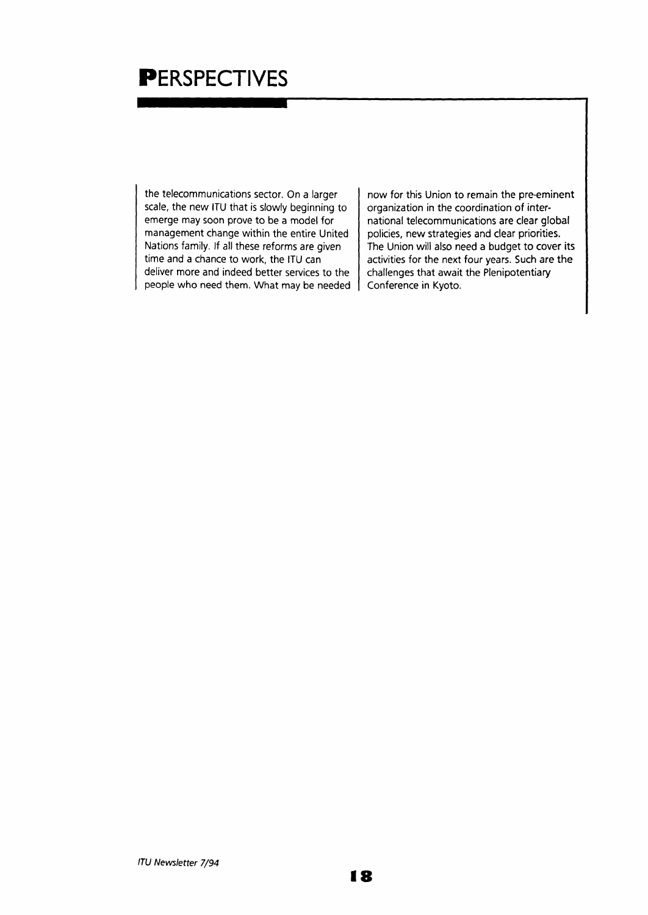# PERSPECTIVES

the telecommunications sector. On a larger scale, the new ITU that is slowly beginning to emerge may soon prove to be a model for management change within the entire United Nations family. If all these reforms are given time and a chance to work, the ITU can deliver more and indeed better services to the people who need them. What may be needed now for this Union to remain the pre-eminent organization in the coordination of international telecommunications are clear global policies, new strategies and clear priorities. The Union will also need a budget to cover its activities for the next four years. Such are the challenges that await the Plenipotentiary Conference in Kyoto.